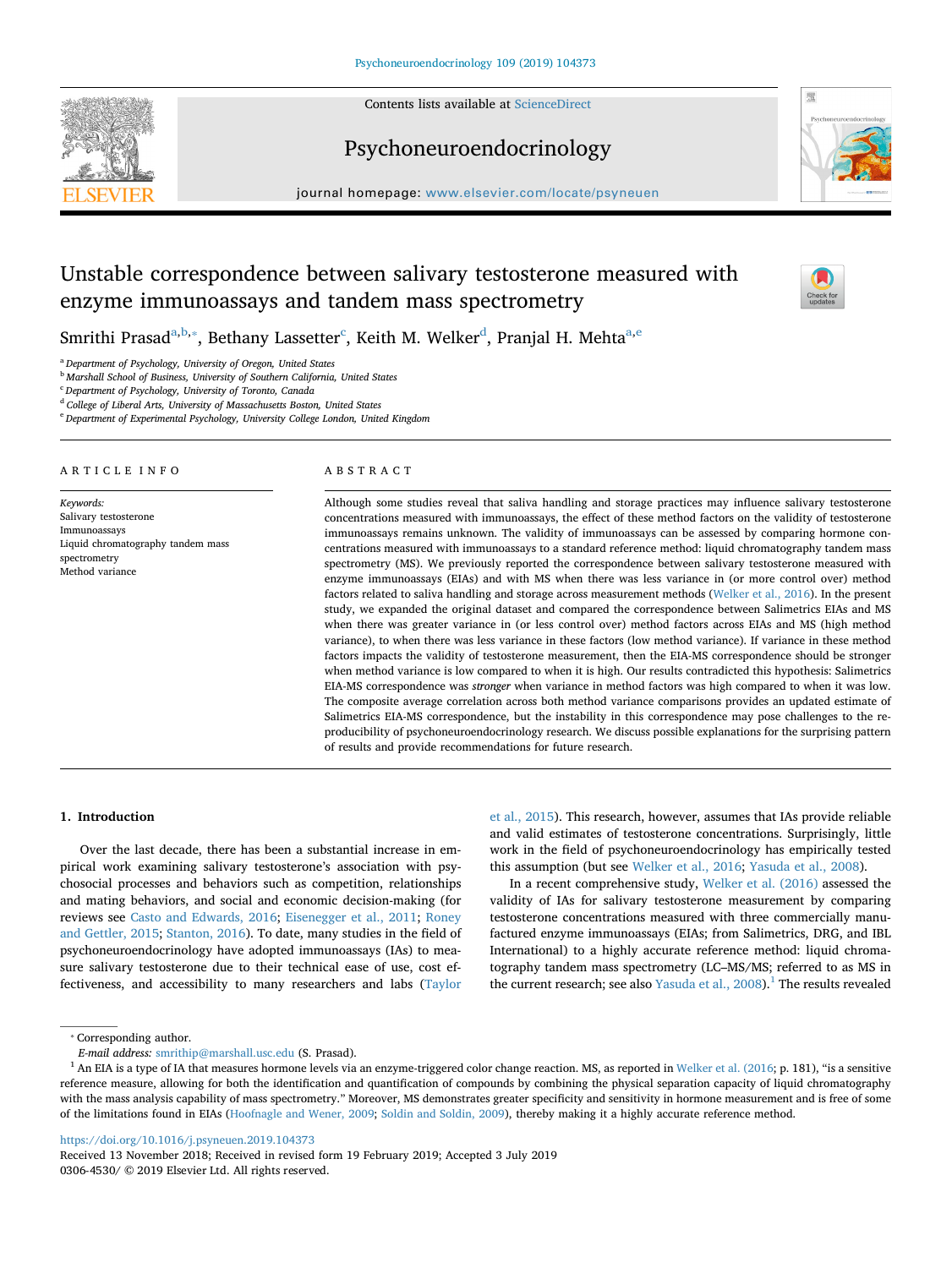# Unstable correspondence between salivary testosterone measured with enzyme immunoassays and tandem mass spectrometry

Smrithi Prasad[a,b,*], Bethany Lassetter[c], Keith M. Welker[d], Pranjal H. Mehta[a,e]

[a] Department of Psychology, University of Oregon, United States
[b] Marshall School of Business, University of Southern California, United States
[c] Department of Psychology, University of Toronto, Canada
[d] College of Liberal Arts, University of Massachusetts Boston, United States
[e] Department of Experimental Psychology, University College London, United Kingdom

## ARTICLE INFO

*Keywords:*
Salivary testosterone
Immunoassays
Liquid chromatography tandem mass spectrometry
Method variance

## ABSTRACT

Although some studies reveal that saliva handling and storage practices may influence salivary testosterone concentrations measured with immunoassays, the effect of these method factors on the validity of testosterone immunoassays remains unknown. The validity of immunoassays can be assessed by comparing hormone concentrations measured with immunoassays to a standard reference method: liquid chromatography tandem mass spectrometry (MS). We previously reported the correspondence between salivary testosterone measured with enzyme immunoassays (EIAs) and with MS when there was less variance in (or more control over) method factors related to saliva handling and storage across measurement methods (Welker et al., 2016). In the present study, we expanded the original dataset and compared the correspondence between Salimetrics EIAs and MS when there was greater variance in (or less control over) method factors across EIAs and MS (high method variance), to when there was less variance in these factors (low method variance). If variance in these method factors impacts the validity of testosterone measurement, then the EIA-MS correspondence should be stronger when method variance is low compared to when it is high. Our results contradicted this hypothesis: Salimetrics EIA-MS correspondence was *stronger* when variance in method factors was high compared to when it was low. The composite average correlation across both method variance comparisons provides an updated estimate of Salimetrics EIA-MS correspondence, but the instability in this correspondence may pose challenges to the reproducibility of psychoneuroendocrinology research. We discuss possible explanations for the surprising pattern of results and provide recommendations for future research.

## 1. Introduction

Over the last decade, there has been a substantial increase in empirical work examining salivary testosterone's association with psychosocial processes and behaviors such as competition, relationships and mating behaviors, and social and economic decision-making (for reviews see Casto and Edwards, 2016; Eisenegger et al., 2011; Roney and Gettler, 2015; Stanton, 2016). To date, many studies in the field of psychoneuroendocrinology have adopted immunoassays (IAs) to measure salivary testosterone due to their technical ease of use, cost effectiveness, and accessibility to many researchers and labs (Taylor et al., 2015). This research, however, assumes that IAs provide reliable and valid estimates of testosterone concentrations. Surprisingly, little work in the field of psychoneuroendocrinology has empirically tested this assumption (but see Welker et al., 2016; Yasuda et al., 2008).

In a recent comprehensive study, Welker et al. (2016) assessed the validity of IAs for salivary testosterone measurement by comparing testosterone concentrations measured with three commercially manufactured enzyme immunoassays (EIAs; from Salimetrics, DRG, and IBL International) to a highly accurate reference method: liquid chromatography tandem mass spectrometry (LC–MS/MS; referred to as MS in the current research; see also Yasuda et al., 2008).[1] The results revealed

---

* Corresponding author.
*E-mail address:* smrithip@marshall.usc.edu (S. Prasad).

[1] An EIA is a type of IA that measures hormone levels via an enzyme-triggered color change reaction. MS, as reported in Welker et al. (2016; p. 181), "is a sensitive reference measure, allowing for both the identification and quantification of compounds by combining the physical separation capacity of liquid chromatography with the mass analysis capability of mass spectrometry." Moreover, MS demonstrates greater specificity and sensitivity in hormone measurement and is free of some of the limitations found in EIAs (Hoofnagle and Wener, 2009; Soldin and Soldin, 2009), thereby making it a highly accurate reference method.

https://doi.org/10.1016/j.psyneuen.2019.104373
Received 13 November 2018; Received in revised form 19 February 2019; Accepted 3 July 2019
0306-4530/ © 2019 Elsevier Ltd. All rights reserved.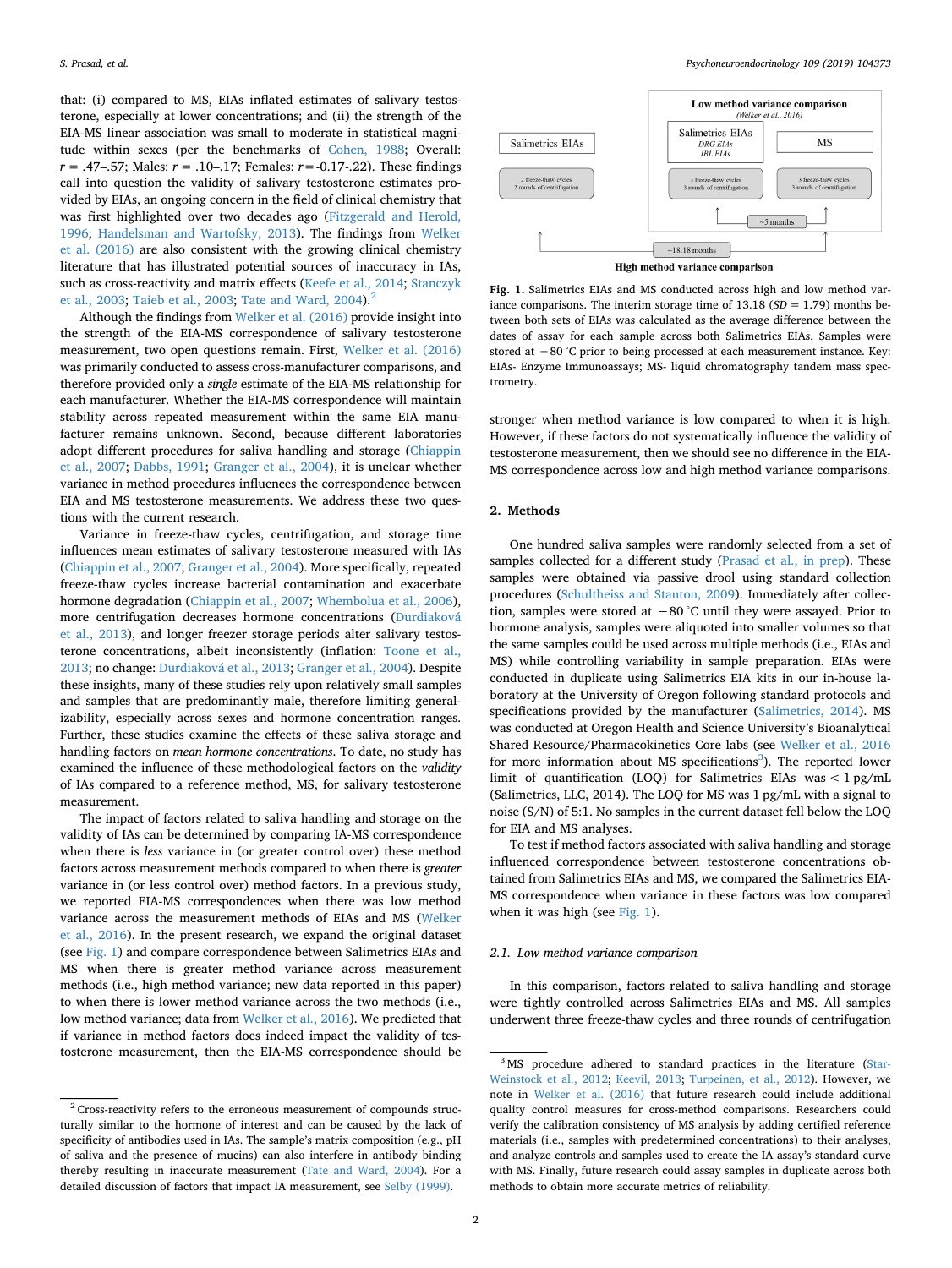that: (i) compared to MS, EIAs inflated estimates of salivary testosterone, especially at lower concentrations; and (ii) the strength of the EIA-MS linear association was small to moderate in statistical magnitude within sexes (per the benchmarks of Cohen, 1988; Overall: $r$ = .47–.57; Males: $r$ = .10–.17; Females: $r$ = -0.17-.22). These findings call into question the validity of salivary testosterone estimates provided by EIAs, an ongoing concern in the field of clinical chemistry that was first highlighted over two decades ago (Fitzgerald and Herold, 1996; Handelsman and Wartofsky, 2013). The findings from Welker et al. (2016) are also consistent with the growing clinical chemistry literature that has illustrated potential sources of inaccuracy in IAs, such as cross-reactivity and matrix effects (Keefe et al., 2014; Stanczyk et al., 2003; Taieb et al., 2003; Tate and Ward, 2004).[2]

Although the findings from Welker et al. (2016) provide insight into the strength of the EIA-MS correspondence of salivary testosterone measurement, two open questions remain. First, Welker et al. (2016) was primarily conducted to assess cross-manufacturer comparisons, and therefore provided only a *single* estimate of the EIA-MS relationship for each manufacturer. Whether the EIA-MS correspondence will maintain stability across repeated measurement within the same EIA manufacturer remains unknown. Second, because different laboratories adopt different procedures for saliva handling and storage (Chiappin et al., 2007; Dabbs, 1991; Granger et al., 2004), it is unclear whether variance in method procedures influences the correspondence between EIA and MS testosterone measurements. We address these two questions with the current research.

Variance in freeze-thaw cycles, centrifugation, and storage time influences mean estimates of salivary testosterone measured with IAs (Chiappin et al., 2007; Granger et al., 2004). More specifically, repeated freeze-thaw cycles increase bacterial contamination and exacerbate hormone degradation (Chiappin et al., 2007; Whembolua et al., 2006), more centrifugation decreases hormone concentrations (Durdiaková et al., 2013), and longer freezer storage periods alter salivary testosterone concentrations, albeit inconsistently (inflation: Toone et al., 2013; no change: Durdiaková et al., 2013; Granger et al., 2004). Despite these insights, many of these studies rely upon relatively small samples and samples that are predominantly male, therefore limiting generalizability, especially across sexes and hormone concentration ranges. Further, these studies examine the effects of these saliva storage and handling factors on *mean hormone concentrations*. To date, no study has examined the influence of these methodological factors on the *validity* of IAs compared to a reference method, MS, for salivary testosterone measurement.

The impact of factors related to saliva handling and storage on the validity of IAs can be determined by comparing IA-MS correspondence when there is *less* variance in (or greater control over) these method factors across measurement methods compared to when there is *greater* variance in (or less control over) method factors. In a previous study, we reported EIA-MS correspondences when there was low method variance across the measurement methods of EIAs and MS (Welker et al., 2016). In the present research, we expand the original dataset (see Fig. 1) and compare correspondence between Salimetrics EIAs and MS when there is greater method variance across measurement methods (i.e., high method variance; new data reported in this paper) to when there is lower method variance across the two methods (i.e., low method variance; data from Welker et al., 2016). We predicted that if variance in method factors does indeed impact the validity of testosterone measurement, then the EIA-MS correspondence should be stronger when method variance is low compared to when it is high. However, if these factors do not systematically influence the validity of testosterone measurement, then we should see no difference in the EIA-MS correspondence across low and high method variance comparisons.

**Fig. 1.** Salimetrics EIAs and MS conducted across high and low method variance comparisons. The interim storage time of 13.18 ($SD$ = 1.79) months between both sets of EIAs was calculated as the average difference between the dates of assay for each sample across both Salimetrics EIAs. Samples were stored at −80 °C prior to being processed at each measurement instance. Key: EIAs- Enzyme Immunoassays; MS- liquid chromatography tandem mass spectrometry.

## 2. Methods

One hundred saliva samples were randomly selected from a set of samples collected for a different study (Prasad et al., in prep). These samples were obtained via passive drool using standard collection procedures (Schultheiss and Stanton, 2009). Immediately after collection, samples were stored at −80 °C until they were assayed. Prior to hormone analysis, samples were aliquoted into smaller volumes so that the same samples could be used across multiple methods (i.e., EIAs and MS) while controlling variability in sample preparation. EIAs were conducted in duplicate using Salimetrics EIA kits in our in-house laboratory at the University of Oregon following standard protocols and specifications provided by the manufacturer (Salimetrics, 2014). MS was conducted at Oregon Health and Science University's Bioanalytical Shared Resource/Pharmacokinetics Core labs (see Welker et al., 2016 for more information about MS specifications[3]). The reported lower limit of quantification (LOQ) for Salimetrics EIAs was < 1 pg/mL (Salimetrics, LLC, 2014). The LOQ for MS was 1 pg/mL with a signal to noise (S/N) of 5:1. No samples in the current dataset fell below the LOQ for EIA and MS analyses.

To test if method factors associated with saliva handling and storage influenced correspondence between testosterone concentrations obtained from Salimetrics EIAs and MS, we compared the Salimetrics EIA-MS correspondence when variance in these factors was low compared when it was high (see Fig. 1).

### 2.1. Low method variance comparison

In this comparison, factors related to saliva handling and storage were tightly controlled across Salimetrics EIAs and MS. All samples underwent three freeze-thaw cycles and three rounds of centrifugation

---

[2] Cross-reactivity refers to the erroneous measurement of compounds structurally similar to the hormone of interest and can be caused by the lack of specificity of antibodies used in IAs. The sample's matrix composition (e.g., pH of saliva and the presence of mucins) can also interfere in antibody binding thereby resulting in inaccurate measurement (Tate and Ward, 2004). For a detailed discussion of factors that impact IA measurement, see Selby (1999).

[3] MS procedure adhered to standard practices in the literature (Star-Weinstock et al., 2012; Keevil, 2013; Turpeinen, et al., 2012). However, we note in Welker et al. (2016) that future research could include additional quality control measures for cross-method comparisons. Researchers could verify the calibration consistency of MS analysis by adding certified reference materials (i.e., samples with predetermined concentrations) to their analyses, and analyze controls and samples used to create the IA assay's standard curve with MS. Finally, future research could assay samples in duplicate across both methods to obtain more accurate metrics of reliability.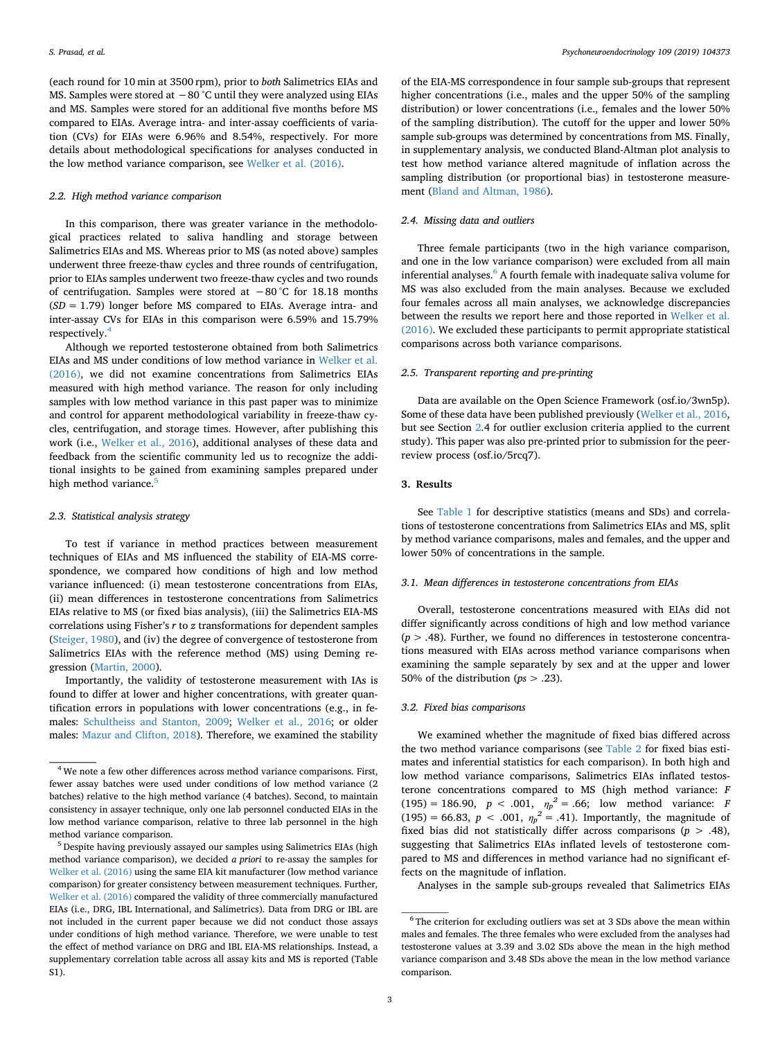(each round for 10 min at 3500 rpm), prior to *both* Salimetrics EIAs and MS. Samples were stored at −80 °C until they were analyzed using EIAs and MS. Samples were stored for an additional five months before MS compared to EIAs. Average intra- and inter-assay coefficients of variation (CVs) for EIAs were 6.96% and 8.54%, respectively. For more details about methodological specifications for analyses conducted in the low method variance comparison, see Welker et al. (2016).

### 2.2. High method variance comparison

In this comparison, there was greater variance in the methodological practices related to saliva handling and storage between Salimetrics EIAs and MS. Whereas prior to MS (as noted above) samples underwent three freeze-thaw cycles and three rounds of centrifugation, prior to EIAs samples underwent two freeze-thaw cycles and two rounds of centrifugation. Samples were stored at −80 °C for 18.18 months (*SD* = 1.79) longer before MS compared to EIAs. Average intra- and inter-assay CVs for EIAs in this comparison were 6.59% and 15.79% respectively.[4]

Although we reported testosterone obtained from both Salimetrics EIAs and MS under conditions of low method variance in Welker et al. (2016), we did not examine concentrations from Salimetrics EIAs measured with high method variance. The reason for only including samples with low method variance in this past paper was to minimize and control for apparent methodological variability in freeze-thaw cycles, centrifugation, and storage times. However, after publishing this work (i.e., Welker et al., 2016), additional analyses of these data and feedback from the scientific community led us to recognize the additional insights to be gained from examining samples prepared under high method variance.[5]

### 2.3. Statistical analysis strategy

To test if variance in method practices between measurement techniques of EIAs and MS influenced the stability of EIA-MS correspondence, we compared how conditions of high and low method variance influenced: (i) mean testosterone concentrations from EIAs, (ii) mean differences in testosterone concentrations from Salimetrics EIAs relative to MS (or fixed bias analysis), (iii) the Salimetrics EIA-MS correlations using Fisher's *r* to *z* transformations for dependent samples (Steiger, 1980), and (iv) the degree of convergence of testosterone from Salimetrics EIAs with the reference method (MS) using Deming regression (Martin, 2000).

Importantly, the validity of testosterone measurement with IAs is found to differ at lower and higher concentrations, with greater quantification errors in populations with lower concentrations (e.g., in females: Schultheiss and Stanton, 2009; Welker et al., 2016; or older males: Mazur and Clifton, 2018). Therefore, we examined the stability of the EIA-MS correspondence in four sample sub-groups that represent higher concentrations (i.e., males and the upper 50% of the sampling distribution) or lower concentrations (i.e., females and the lower 50% of the sampling distribution). The cutoff for the upper and lower 50% sample sub-groups was determined by concentrations from MS. Finally, in supplementary analysis, we conducted Bland-Altman plot analysis to test how method variance altered magnitude of inflation across the sampling distribution (or proportional bias) in testosterone measurement (Bland and Altman, 1986).

### 2.4. Missing data and outliers

Three female participants (two in the high variance comparison, and one in the low variance comparison) were excluded from all main inferential analyses.[6] A fourth female with inadequate saliva volume for MS was also excluded from the main analyses. Because we excluded four females across all main analyses, we acknowledge discrepancies between the results we report here and those reported in Welker et al. (2016). We excluded these participants to permit appropriate statistical comparisons across both variance comparisons.

### 2.5. Transparent reporting and pre-printing

Data are available on the Open Science Framework (osf.io/3wn5p). Some of these data have been published previously (Welker et al., 2016, but see Section 2.4 for outlier exclusion criteria applied to the current study). This paper was also pre-printed prior to submission for the peer-review process (osf.io/5rcq7).

## 3. Results

See Table 1 for descriptive statistics (means and SDs) and correlations of testosterone concentrations from Salimetrics EIAs and MS, split by method variance comparisons, males and females, and the upper and lower 50% of concentrations in the sample.

### 3.1. Mean differences in testosterone concentrations from EIAs

Overall, testosterone concentrations measured with EIAs did not differ significantly across conditions of high and low method variance ($p > .48$). Further, we found no differences in testosterone concentrations measured with EIAs across method variance comparisons when examining the sample separately by sex and at the upper and lower 50% of the distribution ($ps > .23$).

### 3.2. Fixed bias comparisons

We examined whether the magnitude of fixed bias differed across the two method variance comparisons (see Table 2 for fixed bias estimates and inferential statistics for each comparison). In both high and low method variance comparisons, Salimetrics EIAs inflated testosterone concentrations compared to MS (high method variance: $F(195) = 186.90$, $p < .001$, $\eta_p^2 = .66$; low method variance: $F(195) = 66.83$, $p < .001$, $\eta_p^2 = .41$). Importantly, the magnitude of fixed bias did not statistically differ across comparisons ($p > .48$), suggesting that Salimetrics EIAs inflated levels of testosterone compared to MS and differences in method variance had no significant effects on the magnitude of inflation.

Analyses in the sample sub-groups revealed that Salimetrics EIAs

---

[4] We note a few other differences across method variance comparisons. First, fewer assay batches were used under conditions of low method variance (2 batches) relative to the high method variance (4 batches). Second, to maintain consistency in assayer technique, only one lab personnel conducted EIAs in the low method variance comparison, relative to three lab personnel in the high method variance comparison.

[5] Despite having previously assayed our samples using Salimetrics EIAs (high method variance comparison), we decided *a priori* to re-assay the samples for Welker et al. (2016) using the same EIA kit manufacturer (low method variance comparison) for greater consistency between measurement techniques. Further, Welker et al. (2016) compared the validity of three commercially manufactured EIAs (i.e., DRG, IBL International, and Salimetrics). Data from DRG or IBL are not included in the current paper because we did not conduct those assays under conditions of high method variance. Therefore, we were unable to test the effect of method variance on DRG and IBL EIA-MS relationships. Instead, a supplementary correlation table across all assay kits and MS is reported (Table S1).

[6] The criterion for excluding outliers was set at 3 SDs above the mean within males and females. The three females who were excluded from the analyses had testosterone values at 3.39 and 3.02 SDs above the mean in the high method variance comparison and 3.48 SDs above the mean in the low method variance comparison.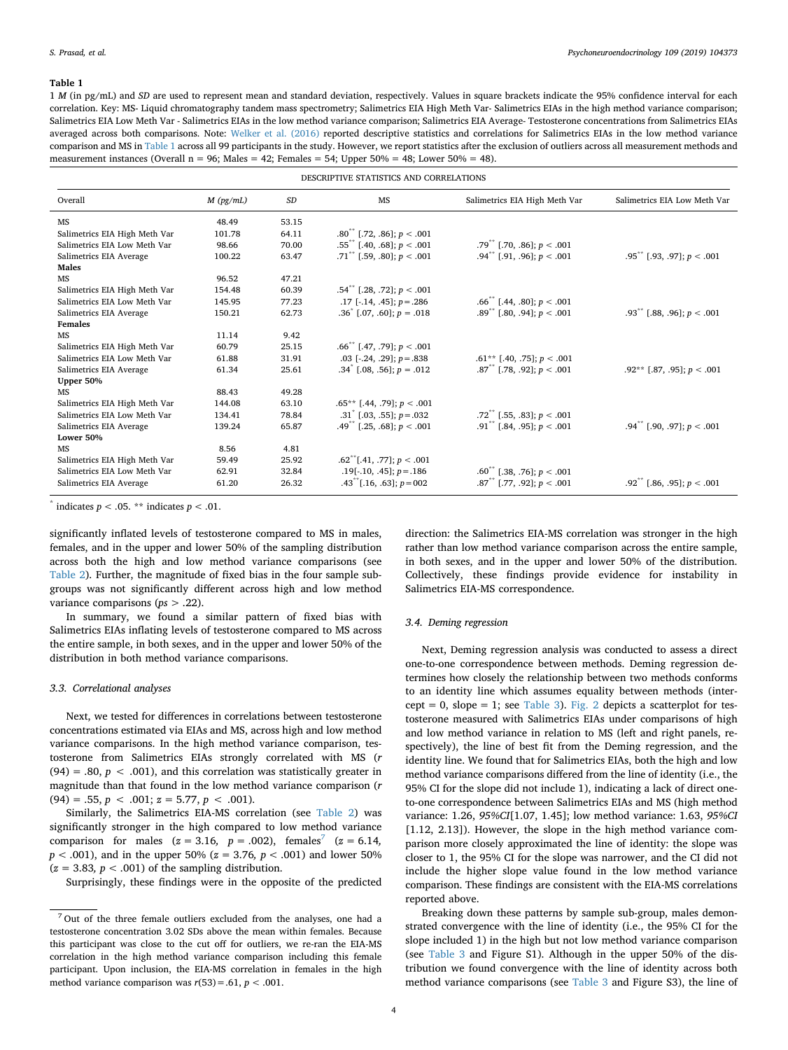**Table 1**

1 *M* (in pg/mL) and *SD* are used to represent mean and standard deviation, respectively. Values in square brackets indicate the 95% confidence interval for each correlation. Key: MS- Liquid chromatography tandem mass spectrometry; Salimetrics EIA High Meth Var- Salimetrics EIAs in the high method variance comparison; Salimetrics EIA Low Meth Var - Salimetrics EIAs in the low method variance comparison; Salimetrics EIA Average- Testosterone concentrations from Salimetrics EIAs averaged across both comparisons. Note: Welker et al. (2016) reported descriptive statistics and correlations for Salimetrics EIAs in the low method variance comparison and MS in Table 1 across all 99 participants in the study. However, we report statistics after the exclusion of outliers across all measurement methods and measurement instances (Overall n = 96; Males = 42; Females = 54; Upper 50% = 48; Lower 50% = 48).

| DESCRIPTIVE STATISTICS AND CORRELATIONS | | | | | |
|---|---|---|---|---|---|
| Overall | *M (pg/mL)* | *SD* | MS | Salimetrics EIA High Meth Var | Salimetrics EIA Low Meth Var |
| MS | 48.49 | 53.15 | | | |
| Salimetrics EIA High Meth Var | 101.78 | 64.11 | .80** [.72, .86]; $p < .001$ | | |
| Salimetrics EIA Low Meth Var | 98.66 | 70.00 | .55** [.40, .68]; $p < .001$ | .79** [.70, .86]; $p < .001$ | |
| Salimetrics EIA Average | 100.22 | 63.47 | .71** [.59, .80]; $p < .001$ | .94** [.91, .96]; $p < .001$ | .95** [.93, .97]; $p < .001$ |
| **Males** | | | | | |
| MS | 96.52 | 47.21 | | | |
| Salimetrics EIA High Meth Var | 154.48 | 60.39 | .54** [.28, .72]; $p < .001$ | | |
| Salimetrics EIA Low Meth Var | 145.95 | 77.23 | .17 [-.14, .45]; $p = .286$ | .66** [.44, .80]; $p < .001$ | |
| Salimetrics EIA Average | 150.21 | 62.73 | .36* [.07, .60]; $p = .018$ | .89** [.80, .94]; $p < .001$ | .93** [.88, .96]; $p < .001$ |
| **Females** | | | | | |
| MS | 11.14 | 9.42 | | | |
| Salimetrics EIA High Meth Var | 60.79 | 25.15 | .66** [.47, .79]; $p < .001$ | | |
| Salimetrics EIA Low Meth Var | 61.88 | 31.91 | .03 [-.24, .29]; $p = .838$ | .61** [.40, .75]; $p < .001$ | |
| Salimetrics EIA Average | 61.34 | 25.61 | .34* [.08, .56]; $p = .012$ | .87** [.78, .92]; $p < .001$ | .92** [.87, .95]; $p < .001$ |
| **Upper 50%** | | | | | |
| MS | 88.43 | 49.28 | | | |
| Salimetrics EIA High Meth Var | 144.08 | 63.10 | .65** [.44, .79]; $p < .001$ | | |
| Salimetrics EIA Low Meth Var | 134.41 | 78.84 | .31* [.03, .55]; $p = .032$ | .72** [.55, .83]; $p < .001$ | |
| Salimetrics EIA Average | 139.24 | 65.87 | .49** [.25, .68]; $p < .001$ | .91** [.84, .95]; $p < .001$ | .94** [.90, .97]; $p < .001$ |
| **Lower 50%** | | | | | |
| MS | 8.56 | 4.81 | | | |
| Salimetrics EIA High Meth Var | 59.49 | 25.92 | .62** [.41, .77]; $p < .001$ | | |
| Salimetrics EIA Low Meth Var | 62.91 | 32.84 | .19 [-.10, .45]; $p = .186$ | .60** [.38, .76]; $p < .001$ | |
| Salimetrics EIA Average | 61.20 | 26.32 | .43** [.16, .63]; $p = 002$ | .87** [.77, .92]; $p < .001$ | .92** [.86, .95]; $p < .001$ |

\* indicates $p < .05$. ** indicates $p < .01$.

significantly inflated levels of testosterone compared to MS in males, females, and in the upper and lower 50% of the sampling distribution across both the high and low method variance comparisons (see Table 2). Further, the magnitude of fixed bias in the four sample subgroups was not significantly different across high and low method variance comparisons (*ps* > .22).

In summary, we found a similar pattern of fixed bias with Salimetrics EIAs inflating levels of testosterone compared to MS across the entire sample, in both sexes, and in the upper and lower 50% of the distribution in both method variance comparisons.

### 3.3. Correlational analyses

Next, we tested for differences in correlations between testosterone concentrations estimated via EIAs and MS, across high and low method variance comparisons. In the high method variance comparison, testosterone from Salimetrics EIAs strongly correlated with MS ($r(94) = .80$, $p < .001$), and this correlation was statistically greater in magnitude than that found in the low method variance comparison ($r(94) = .55$, $p < .001$; $z = 5.77$, $p < .001$).

Similarly, the Salimetrics EIA-MS correlation (see Table 2) was significantly stronger in the high compared to low method variance comparison for males ($z = 3.16$, $p = .002$), females[7] ($z = 6.14$, $p < .001$), and in the upper 50% ($z = 3.76$, $p < .001$) and lower 50% ($z = 3.83$, $p < .001$) of the sampling distribution.

Surprisingly, these findings were in the opposite of the predicted direction: the Salimetrics EIA-MS correlation was stronger in the high rather than low method variance comparison across the entire sample, in both sexes, and in the upper and lower 50% of the distribution. Collectively, these findings provide evidence for instability in Salimetrics EIA-MS correspondence.

### 3.4. Deming regression

Next, Deming regression analysis was conducted to assess a direct one-to-one correspondence between methods. Deming regression determines how closely the relationship between two methods conforms to an identity line which assumes equality between methods (intercept = 0, slope = 1; see Table 3). Fig. 2 depicts a scatterplot for testosterone measured with Salimetrics EIAs under comparisons of high and low method variance in relation to MS (left and right panels, respectively), the line of best fit from the Deming regression, and the identity line. We found that for Salimetrics EIAs, both the high and low method variance comparisons differed from the line of identity (i.e., the 95% CI for the slope did not include 1), indicating a lack of direct one-to-one correspondence between Salimetrics EIAs and MS (high method variance: 1.26, *95%CI*[1.07, 1.45]; low method variance: 1.63, *95%CI* [1.12, 2.13]). However, the slope in the high method variance comparison more closely approximated the line of identity: the slope was closer to 1, the 95% CI for the slope was narrower, and the CI did not include the higher slope value found in the low method variance comparison. These findings are consistent with the EIA-MS correlations reported above.

Breaking down these patterns by sample sub-group, males demonstrated convergence with the line of identity (i.e., the 95% CI for the slope included 1) in the high but not low method variance comparison (see Table 3 and Figure S1). Although in the upper 50% of the distribution we found convergence with the line of identity across both method variance comparisons (see Table 3 and Figure S3), the line of

[7] Out of the three female outliers excluded from the analyses, one had a testosterone concentration 3.02 SDs above the mean within females. Because this participant was close to the cut off for outliers, we re-ran the EIA-MS correlation in the high method variance comparison including this female participant. Upon inclusion, the EIA-MS correlation in females in the high method variance comparison was $r(53) = .61$, $p < .001$.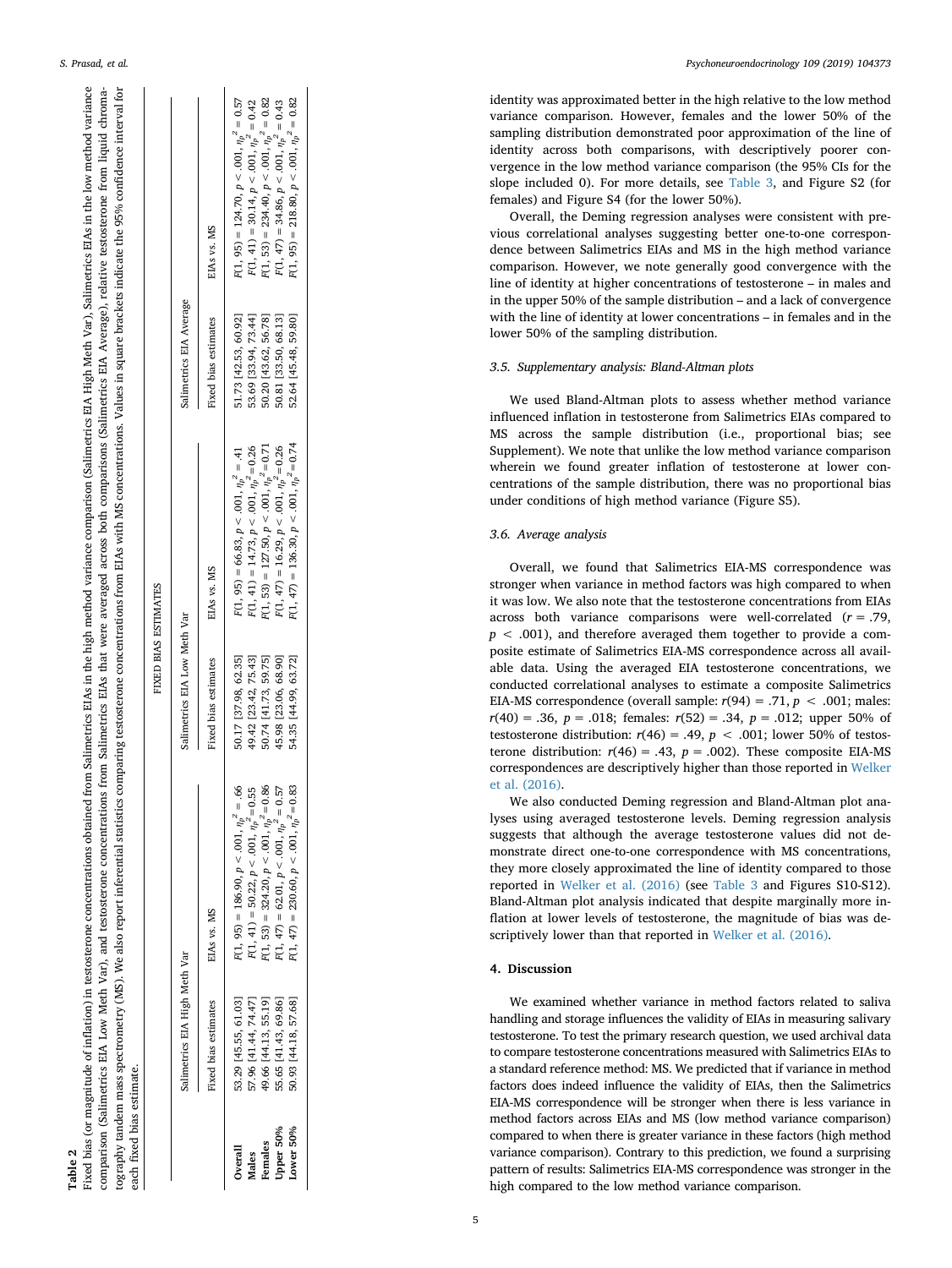**Table 2**
Fixed bias (or magnitude of inflation) in testosterone concentrations obtained from Salimetrics EIAs in the high method variance comparison (Salimetrics EIA High Meth Var), Salimetrics EIAs in the low method variance comparison (Salimetrics EIA Low Meth Var), and testosterone concentrations from Salimetrics EIAs that were averaged across both comparisons (Salimetrics EIA Average), relative testosterone from liquid chromatography tandem mass spectrometry (MS). We also report inferential statistics comparing testosterone concentrations from EIAs with MS concentrations. Values in square brackets indicate the 95% confidence interval for each fixed bias estimate.

| | FIXED BIAS ESTIMATES | | | | | |
|---|---|---|---|---|---|---|
| | Salimetrics EIA High Meth Var | | Salimetrics EIA Low Meth Var | | Salimetrics EIA Average | |
| | Fixed bias estimates | EIAs vs. MS | Fixed bias estimates | EIAs vs. MS | Fixed bias estimates | EIAs vs. MS |
| **Overall** | 53.29 [45.55, 61.03] | $F(1, 95) = 186.90, p < .001, \eta_p^2 = .66$ | 50.17 [37.98, 62.35] | $F(1, 95) = 66.83, p < .001, \eta_p^2 = .41$ | 51.73 [42.53, 60.92] | $F(1, 95) = 124.70, p < .001, \eta_p^2 = 0.57$ |
| **Males** | 57.96 [41.44, 74.47] | $F(1, 41) = 50.22, p < .001, \eta_p^2 = 0.55$ | 49.42 [23.42, 75.43] | $F(1, 41) = 14.73, p < .001, \eta_p^2 = 0.26$ | 53.69 [33.94, 73.44] | $F(1, 41) = 30.14, p < .001, \eta_p^2 = 0.42$ |
| **Females** | 49.66 [44.13, 55.19] | $F(1, 53) = 324.20, p < .001, \eta_p^2 = 0.86$ | 50.74 [41.73, 59.75] | $F(1, 53) = 127.50, p < .001, \eta_p^2 = 0.71$ | 50.20 [43.62, 56.78] | $F(1, 53) = 234.40, p < .001, \eta_p^2 = 0.82$ |
| **Upper 50%** | 55.65 [41.43, 69.86] | $F(1, 47) = 62.01, p < .001, \eta_p^2 = 0.57$ | 45.98 [23.06, 68.90] | $F(1, 47) = 16.29, p < .001, \eta_p^2 = 0.26$ | 50.81 [33.50, 68.13] | $F(1, 47) = 34.86, p < .001, \eta_p^2 = 0.43$ |
| **Lower 50%** | 50.93 [44.18, 57.68] | $F(1, 47) = 230.60, p < .001, \eta_p^2 = 0.83$ | 54.35 [44.99, 63.72] | $F(1, 47) = 136.30, p < .001, \eta_p^2 = 0.74$ | 52.64 [45.48, 59.80] | $F(1, 95) = 218.80, p < .001, \eta_p^2 = 0.82$ |

identity was approximated better in the high relative to the low method variance comparison. However, females and the lower 50% of the sampling distribution demonstrated poor approximation of the line of identity across both comparisons, with descriptively poorer convergence in the low method variance comparison (the 95% CIs for the slope included 0). For more details, see Table 3, and Figure S2 (for females) and Figure S4 (for the lower 50%).

Overall, the Deming regression analyses were consistent with previous correlational analyses suggesting better one-to-one correspondence between Salimetrics EIAs and MS in the high method variance comparison. However, we note generally good convergence with the line of identity at higher concentrations of testosterone – in males and in the upper 50% of the sample distribution – and a lack of convergence with the line of identity at lower concentrations – in females and in the lower 50% of the sampling distribution.

### 3.5. Supplementary analysis: Bland-Altman plots

We used Bland-Altman plots to assess whether method variance influenced inflation in testosterone from Salimetrics EIAs compared to MS across the sample distribution (i.e., proportional bias; see Supplement). We note that unlike the low method variance comparison wherein we found greater inflation of testosterone at lower concentrations of the sample distribution, there was no proportional bias under conditions of high method variance (Figure S5).

### 3.6. Average analysis

Overall, we found that Salimetrics EIA-MS correspondence was stronger when variance in method factors was high compared to when it was low. We also note that the testosterone concentrations from EIAs across both variance comparisons were well-correlated ($r = .79$, $p < .001$), and therefore averaged them together to provide a composite estimate of Salimetrics EIA-MS correspondence across all available data. Using the averaged EIA testosterone concentrations, we conducted correlational analyses to estimate a composite Salimetrics EIA-MS correspondence (overall sample: $r(94) = .71$, $p < .001$; males: $r(40) = .36$, $p = .018$; females: $r(52) = .34$, $p = .012$; upper 50% of testosterone distribution: $r(46) = .49$, $p < .001$; lower 50% of testosterone distribution: $r(46) = .43$, $p = .002$). These composite EIA-MS correspondences are descriptively higher than those reported in Welker et al. (2016).

We also conducted Deming regression and Bland-Altman plot analyses using averaged testosterone levels. Deming regression analysis suggests that although the average testosterone values did not demonstrate direct one-to-one correspondence with MS concentrations, they more closely approximated the line of identity compared to those reported in Welker et al. (2016) (see Table 3 and Figures S10-S12). Bland-Altman plot analysis indicated that despite marginally more inflation at lower levels of testosterone, the magnitude of bias was descriptively lower than that reported in Welker et al. (2016).

## 4. Discussion

We examined whether variance in method factors related to saliva handling and storage influences the validity of EIAs in measuring salivary testosterone. To test the primary research question, we used archival data to compare testosterone concentrations measured with Salimetrics EIAs to a standard reference method: MS. We predicted that if variance in method factors does indeed influence the validity of EIAs, then the Salimetrics EIA-MS correspondence will be stronger when there is less variance in method factors across EIAs and MS (low method variance comparison) compared to when there is greater variance in these factors (high method variance comparison). Contrary to this prediction, we found a surprising pattern of results: Salimetrics EIA-MS correspondence was stronger in the high compared to the low method variance comparison.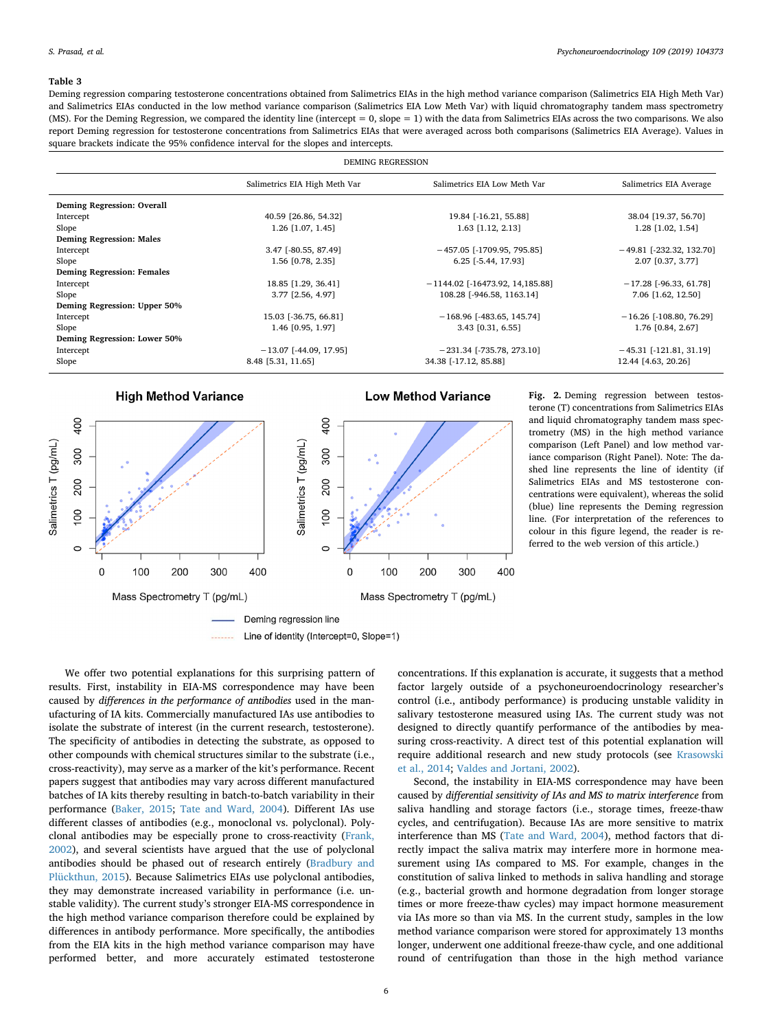**Table 3**

Deming regression comparing testosterone concentrations obtained from Salimetrics EIAs in the high method variance comparison (Salimetrics EIA High Meth Var) and Salimetrics EIAs conducted in the low method variance comparison (Salimetrics EIA Low Meth Var) with liquid chromatography tandem mass spectrometry (MS). For the Deming Regression, we compared the identity line (intercept = 0, slope = 1) with the data from Salimetrics EIAs across the two comparisons. We also report Deming regression for testosterone concentrations from Salimetrics EIAs that were averaged across both comparisons (Salimetrics EIA Average). Values in square brackets indicate the 95% confidence interval for the slopes and intercepts.

| DEMING REGRESSION | | | |
|---|---|---|---|
| | Salimetrics EIA High Meth Var | Salimetrics EIA Low Meth Var | Salimetrics EIA Average |
| **Deming Regression: Overall** | | | |
| Intercept | 40.59 [26.86, 54.32] | 19.84 [-16.21, 55.88] | 38.04 [19.37, 56.70] |
| Slope | 1.26 [1.07, 1.45] | 1.63 [1.12, 2.13] | 1.28 [1.02, 1.54] |
| **Deming Regression: Males** | | | |
| Intercept | 3.47 [-80.55, 87.49] | −457.05 [-1709.95, 795.85] | −49.81 [-232.32, 132.70] |
| Slope | 1.56 [0.78, 2.35] | 6.25 [-5.44, 17.93] | 2.07 [0.37, 3.77] |
| **Deming Regression: Females** | | | |
| Intercept | 18.85 [1.29, 36.41] | −1144.02 [-16473.92, 14,185.88] | −17.28 [-96.33, 61.78] |
| Slope | 3.77 [2.56, 4.97] | 108.28 [-946.58, 1163.14] | 7.06 [1.62, 12.50] |
| **Deming Regression: Upper 50%** | | | |
| Intercept | 15.03 [-36.75, 66.81] | −168.96 [-483.65, 145.74] | −16.26 [-108.80, 76.29] |
| Slope | 1.46 [0.95, 1.97] | 3.43 [0.31, 6.55] | 1.76 [0.84, 2.67] |
| **Deming Regression: Lower 50%** | | | |
| Intercept | −13.07 [-44.09, 17.95] | −231.34 [-735.78, 273.10] | −45.31 [-121.81, 31.19] |
| Slope | 8.48 [5.31, 11.65] | 34.38 [-17.12, 85.88] | 12.44 [4.63, 20.26] |

**Fig. 2.** Deming regression between testosterone (T) concentrations from Salimetrics EIAs and liquid chromatography tandem mass spectrometry (MS) in the high method variance comparison (Left Panel) and low method variance comparison (Right Panel). Note: The dashed line represents the line of identity (if Salimetrics EIAs and MS testosterone concentrations were equivalent), whereas the solid (blue) line represents the Deming regression line. (For interpretation of the references to colour in this figure legend, the reader is referred to the web version of this article.)

We offer two potential explanations for this surprising pattern of results. First, instability in EIA-MS correspondence may have been caused by *differences in the performance of antibodies* used in the manufacturing of IA kits. Commercially manufactured IAs use antibodies to isolate the substrate of interest (in the current research, testosterone). The specificity of antibodies in detecting the substrate, as opposed to other compounds with chemical structures similar to the substrate (i.e., cross-reactivity), may serve as a marker of the kit's performance. Recent papers suggest that antibodies may vary across different manufactured batches of IA kits thereby resulting in batch-to-batch variability in their performance (Baker, 2015; Tate and Ward, 2004). Different IAs use different classes of antibodies (e.g., monoclonal vs. polyclonal). Polyclonal antibodies may be especially prone to cross-reactivity (Frank, 2002), and several scientists have argued that the use of polyclonal antibodies should be phased out of research entirely (Bradbury and Plückthun, 2015). Because Salimetrics EIAs use polyclonal antibodies, they may demonstrate increased variability in performance (i.e. unstable validity). The current study's stronger EIA-MS correspondence in the high method variance comparison therefore could be explained by differences in antibody performance. More specifically, the antibodies from the EIA kits in the high method variance comparison may have performed better, and more accurately estimated testosterone concentrations. If this explanation is accurate, it suggests that a method factor largely outside of a psychoneuroendocrinology researcher's control (i.e., antibody performance) is producing unstable validity in salivary testosterone measured using IAs. The current study was not designed to directly quantify performance of the antibodies by measuring cross-reactivity. A direct test of this potential explanation will require additional research and new study protocols (see Krasowski et al., 2014; Valdes and Jortani, 2002).

Second, the instability in EIA-MS correspondence may have been caused by *differential sensitivity of IAs and MS to matrix interference* from saliva handling and storage factors (i.e., storage times, freeze-thaw cycles, and centrifugation). Because IAs are more sensitive to matrix interference than MS (Tate and Ward, 2004), method factors that directly impact the saliva matrix may interfere more in hormone measurement using IAs compared to MS. For example, changes in the constitution of saliva linked to methods in saliva handling and storage (e.g., bacterial growth and hormone degradation from longer storage times or more freeze-thaw cycles) may impact hormone measurement via IAs more so than via MS. In the current study, samples in the low method variance comparison were stored for approximately 13 months longer, underwent one additional freeze-thaw cycle, and one additional round of centrifugation than those in the high method variance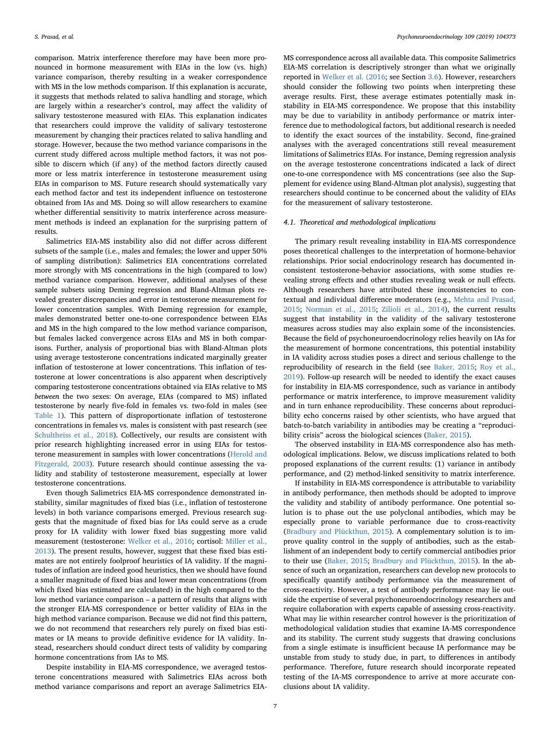comparison. Matrix interference therefore may have been more pronounced in hormone measurement with EIAs in the low (vs. high) variance comparison, thereby resulting in a weaker correspondence with MS in the low methods comparison. If this explanation is accurate, it suggests that methods related to saliva handling and storage, which are largely within a researcher's control, may affect the validity of salivary testosterone measured with EIAs. This explanation indicates that researchers could improve the validity of salivary testosterone measurement by changing their practices related to saliva handling and storage. However, because the two method variance comparisons in the current study differed across multiple method factors, it was not possible to discern which (if any) of the method factors directly caused more or less matrix interference in testosterone measurement using EIAs in comparison to MS. Future research should systematically vary each method factor and test its independent influence on testosterone obtained from IAs and MS. Doing so will allow researchers to examine whether differential sensitivity to matrix interference across measurement methods is indeed an explanation for the surprising pattern of results.

Salimetrics EIA-MS instability also did not differ across different subsets of the sample (i.e., males and females; the lower and upper 50% of sampling distribution): Salimetrics EIA concentrations correlated more strongly with MS concentrations in the high (compared to low) method variance comparison. However, additional analyses of these sample subsets using Deming regression and Bland-Altman plots revealed greater discrepancies and error in testosterone measurement for lower concentration samples. With Deming regression for example, males demonstrated better one-to-one correspondence between EIAs and MS in the high compared to the low method variance comparison, but females lacked convergence across EIAs and MS in both comparisons. Further, analysis of proportional bias with Bland-Altman plots using average testosterone concentrations indicated marginally greater inflation of testosterone at lower concentrations. This inflation of testosterone at lower concentrations is also apparent when descriptively comparing testosterone concentrations obtained via EIAs relative to MS *between* the two sexes: On average, EIAs (compared to MS) inflated testosterone by nearly five-fold in females vs. two-fold in males (see Table 1). This pattern of disproportionate inflation of testosterone concentrations in females vs. males is consistent with past research (see Schultheiss et al., 2018). Collectively, our results are consistent with prior research highlighting increased error in using EIAs for testosterone measurement in samples with lower concentrations (Herold and Fitzgerald, 2003). Future research should continue assessing the validity and stability of testosterone measurement, especially at lower testosterone concentrations.

Even though Salimetrics EIA-MS correspondence demonstrated instability, similar magnitudes of fixed bias (i.e., inflation of testosterone levels) in both variance comparisons emerged. Previous research suggests that the magnitude of fixed bias for IAs could serve as a crude proxy for IA validity with lower fixed bias suggesting more valid measurement (testosterone: Welker et al., 2016; cortisol: Miller et al., 2013). The present results, however, suggest that these fixed bias estimates are not entirely foolproof heuristics of IA validity. If the magnitudes of inflation are indeed good heuristics, then we should have found a smaller magnitude of fixed bias and lower mean concentrations (from which fixed bias estimated are calculated) in the high compared to the low method variance comparison – a pattern of results that aligns with the stronger EIA-MS correspondence or better validity of EIAs in the high method variance comparison. Because we did not find this pattern, we do not recommend that researchers rely purely on fixed bias estimates or IA means to provide definitive evidence for IA validity. Instead, researchers should conduct direct tests of validity by comparing hormone concentrations from IAs to MS.

Despite instability in EIA-MS correspondence, we averaged testosterone concentrations measured with Salimetrics EIAs across both method variance comparisons and report an average Salimetrics EIA-MS correspondence across all available data. This composite Salimetrics EIA-MS correlation is descriptively stronger than what we originally reported in Welker et al. (2016; see Section 3.6). However, researchers should consider the following two points when interpreting these average results. First, these average estimates potentially mask instability in EIA-MS correspondence. We propose that this instability may be due to variability in antibody performance or matrix interference due to methodological factors, but additional research is needed to identify the exact sources of the instability. Second, fine-grained analyses with the averaged concentrations still reveal measurement limitations of Salimetrics EIAs. For instance, Deming regression analysis on the average testosterone concentrations indicated a lack of direct one-to-one correspondence with MS concentrations (see also the Supplement for evidence using Bland-Altman plot analysis), suggesting that researchers should continue to be concerned about the validity of EIAs for the measurement of salivary testosterone.

### 4.1. Theoretical and methodological implications

The primary result revealing instability in EIA-MS correspondence poses theoretical challenges to the interpretation of hormone-behavior relationships. Prior social endocrinology research has documented inconsistent testosterone-behavior associations, with some studies revealing strong effects and other studies revealing weak or null effects. Although researchers have attributed these inconsistencies to contextual and individual difference moderators (e.g., Mehta and Prasad, 2015; Norman et al., 2015; Zilioli et al., 2014), the current results suggest that instability in the validity of the salivary testosterone measures across studies may also explain some of the inconsistencies. Because the field of psychoneuroendocrinology relies heavily on IAs for the measurement of hormone concentrations, this potential instability in IA validity across studies poses a direct and serious challenge to the reproducibility of research in the field (see Baker, 2015; Roy et al., 2019). Follow-up research will be needed to identify the exact causes for instability in EIA-MS correspondence, such as variance in antibody performance or matrix interference, to improve measurement validity and in turn enhance reproducibility. These concerns about reproducibility echo concerns raised by other scientists, who have argued that batch-to-batch variability in antibodies may be creating a "reproducibility crisis" across the biological sciences (Baker, 2015).

The observed instability in EIA-MS correspondence also has methodological implications. Below, we discuss implications related to both proposed explanations of the current results: (1) variance in antibody performance, and (2) method-linked sensitivity to matrix interference.

If instability in EIA-MS correspondence is attributable to variability in antibody performance, then methods should be adopted to improve the validity and stability of antibody performance. One potential solution is to phase out the use polyclonal antibodies, which may be especially prone to variable performance due to cross-reactivity (Bradbury and Plückthun, 2015). A complementary solution is to improve quality control in the supply of antibodies, such as the establishment of an independent body to certify commercial antibodies prior to their use (Baker, 2015; Bradbury and Plückthun, 2015). In the absence of such an organization, researchers can develop new protocols to specifically quantify antibody performance via the measurement of cross-reactivity. However, a test of antibody performance may lie outside the expertise of several psychoneuroendocrinology researchers and require collaboration with experts capable of assessing cross-reactivity. What may lie within researcher control however is the prioritization of methodological validation studies that examine IA-MS correspondence and its stability. The current study suggests that drawing conclusions from a single estimate is insufficient because IA performance may be unstable from study to study due, in part, to differences in antibody performance. Therefore, future research should incorporate repeated testing of the IA-MS correspondence to arrive at more accurate conclusions about IA validity.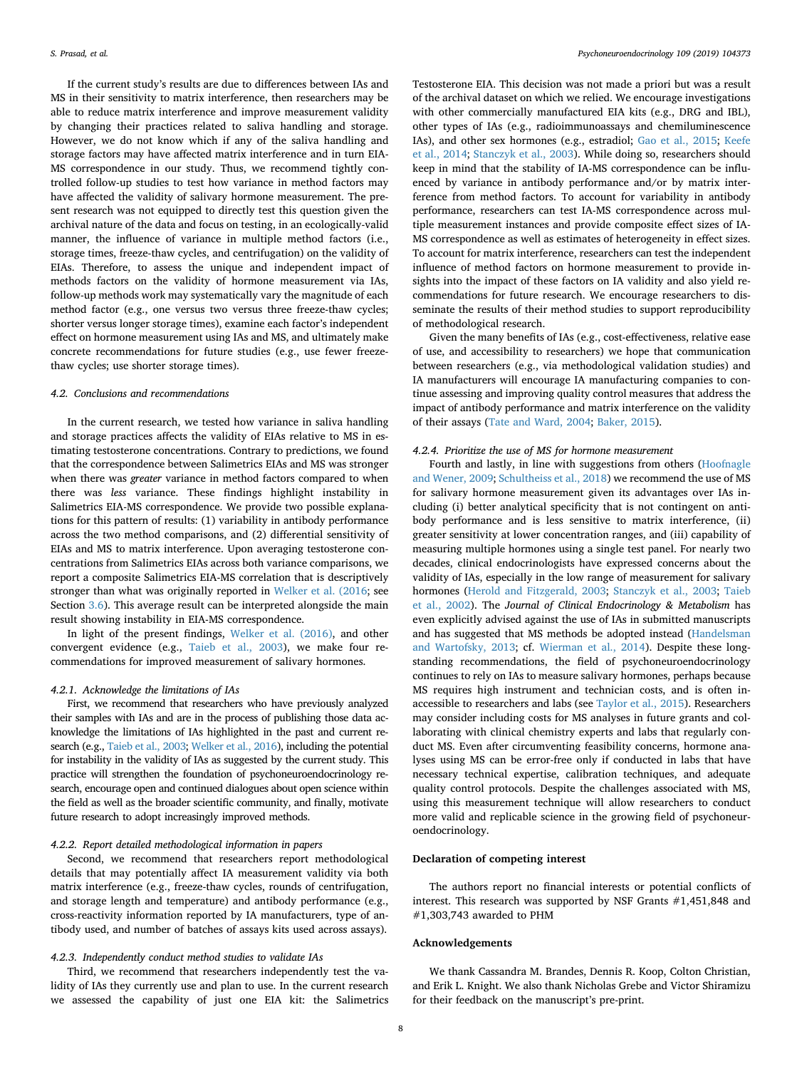If the current study's results are due to differences between IAs and MS in their sensitivity to matrix interference, then researchers may be able to reduce matrix interference and improve measurement validity by changing their practices related to saliva handling and storage. However, we do not know which if any of the saliva handling and storage factors may have affected matrix interference and in turn EIA-MS correspondence in our study. Thus, we recommend tightly controlled follow-up studies to test how variance in method factors may have affected the validity of salivary hormone measurement. The present research was not equipped to directly test this question given the archival nature of the data and focus on testing, in an ecologically-valid manner, the influence of variance in multiple method factors (i.e., storage times, freeze-thaw cycles, and centrifugation) on the validity of EIAs. Therefore, to assess the unique and independent impact of methods factors on the validity of hormone measurement via IAs, follow-up methods work may systematically vary the magnitude of each method factor (e.g., one versus two versus three freeze-thaw cycles; shorter versus longer storage times), examine each factor's independent effect on hormone measurement using IAs and MS, and ultimately make concrete recommendations for future studies (e.g., use fewer freeze-thaw cycles; use shorter storage times).

### 4.2. Conclusions and recommendations

In the current research, we tested how variance in saliva handling and storage practices affects the validity of EIAs relative to MS in estimating testosterone concentrations. Contrary to predictions, we found that the correspondence between Salimetrics EIAs and MS was stronger when there was *greater* variance in method factors compared to when there was *less* variance. These findings highlight instability in Salimetrics EIA-MS correspondence. We provide two possible explanations for this pattern of results: (1) variability in antibody performance across the two method comparisons, and (2) differential sensitivity of EIAs and MS to matrix interference. Upon averaging testosterone concentrations from Salimetrics EIAs across both variance comparisons, we report a composite Salimetrics EIA-MS correlation that is descriptively stronger than what was originally reported in Welker et al. (2016; see Section 3.6). This average result can be interpreted alongside the main result showing instability in EIA-MS correspondence.

In light of the present findings, Welker et al. (2016), and other convergent evidence (e.g., Taieb et al., 2003), we make four recommendations for improved measurement of salivary hormones.

#### 4.2.1. Acknowledge the limitations of IAs

First, we recommend that researchers who have previously analyzed their samples with IAs and are in the process of publishing those data acknowledge the limitations of IAs highlighted in the past and current research (e.g., Taieb et al., 2003; Welker et al., 2016), including the potential for instability in the validity of IAs as suggested by the current study. This practice will strengthen the foundation of psychoneuroendocrinology research, encourage open and continued dialogues about open science within the field as well as the broader scientific community, and finally, motivate future research to adopt increasingly improved methods.

#### 4.2.2. Report detailed methodological information in papers

Second, we recommend that researchers report methodological details that may potentially affect IA measurement validity via both matrix interference (e.g., freeze-thaw cycles, rounds of centrifugation, and storage length and temperature) and antibody performance (e.g., cross-reactivity information reported by IA manufacturers, type of antibody used, and number of batches of assays kits used across assays).

#### 4.2.3. Independently conduct method studies to validate IAs

Third, we recommend that researchers independently test the validity of IAs they currently use and plan to use. In the current research we assessed the capability of just one EIA kit: the Salimetrics Testosterone EIA. This decision was not made a priori but was a result of the archival dataset on which we relied. We encourage investigations with other commercially manufactured EIA kits (e.g., DRG and IBL), other types of IAs (e.g., radioimmunoassays and chemiluminescence IAs), and other sex hormones (e.g., estradiol; Gao et al., 2015; Keefe et al., 2014; Stanczyk et al., 2003). While doing so, researchers should keep in mind that the stability of IA-MS correspondence can be influenced by variance in antibody performance and/or by matrix interference from method factors. To account for variability in antibody performance, researchers can test IA-MS correspondence across multiple measurement instances and provide composite effect sizes of IA-MS correspondence as well as estimates of heterogeneity in effect sizes. To account for matrix interference, researchers can test the independent influence of method factors on hormone measurement to provide insights into the impact of these factors on IA validity and also yield recommendations for future research. We encourage researchers to disseminate the results of their method studies to support reproducibility of methodological research.

Given the many benefits of IAs (e.g., cost-effectiveness, relative ease of use, and accessibility to researchers) we hope that communication between researchers (e.g., via methodological validation studies) and IA manufacturers will encourage IA manufacturing companies to continue assessing and improving quality control measures that address the impact of antibody performance and matrix interference on the validity of their assays (Tate and Ward, 2004; Baker, 2015).

#### 4.2.4. Prioritize the use of MS for hormone measurement

Fourth and lastly, in line with suggestions from others (Hoofnagle and Wener, 2009; Schultheiss et al., 2018) we recommend the use of MS for salivary hormone measurement given its advantages over IAs including (i) better analytical specificity that is not contingent on antibody performance and is less sensitive to matrix interference, (ii) greater sensitivity at lower concentration ranges, and (iii) capability of measuring multiple hormones using a single test panel. For nearly two decades, clinical endocrinologists have expressed concerns about the validity of IAs, especially in the low range of measurement for salivary hormones (Herold and Fitzgerald, 2003; Stanczyk et al., 2003; Taieb et al., 2002). The *Journal of Clinical Endocrinology & Metabolism* has even explicitly advised against the use of IAs in submitted manuscripts and has suggested that MS methods be adopted instead (Handelsman and Wartofsky, 2013; cf. Wierman et al., 2014). Despite these long-standing recommendations, the field of psychoneuroendocrinology continues to rely on IAs to measure salivary hormones, perhaps because MS requires high instrument and technician costs, and is often inaccessible to researchers and labs (see Taylor et al., 2015). Researchers may consider including costs for MS analyses in future grants and collaborating with clinical chemistry experts and labs that regularly conduct MS. Even after circumventing feasibility concerns, hormone analyses using MS can be error-free only if conducted in labs that have necessary technical expertise, calibration techniques, and adequate quality control protocols. Despite the challenges associated with MS, using this measurement technique will allow researchers to conduct more valid and replicable science in the growing field of psychoneuroendocrinology.

## Declaration of competing interest

The authors report no financial interests or potential conflicts of interest. This research was supported by NSF Grants #1,451,848 and #1,303,743 awarded to PHM

## Acknowledgements

We thank Cassandra M. Brandes, Dennis R. Koop, Colton Christian, and Erik L. Knight. We also thank Nicholas Grebe and Victor Shiramizu for their feedback on the manuscript's pre-print.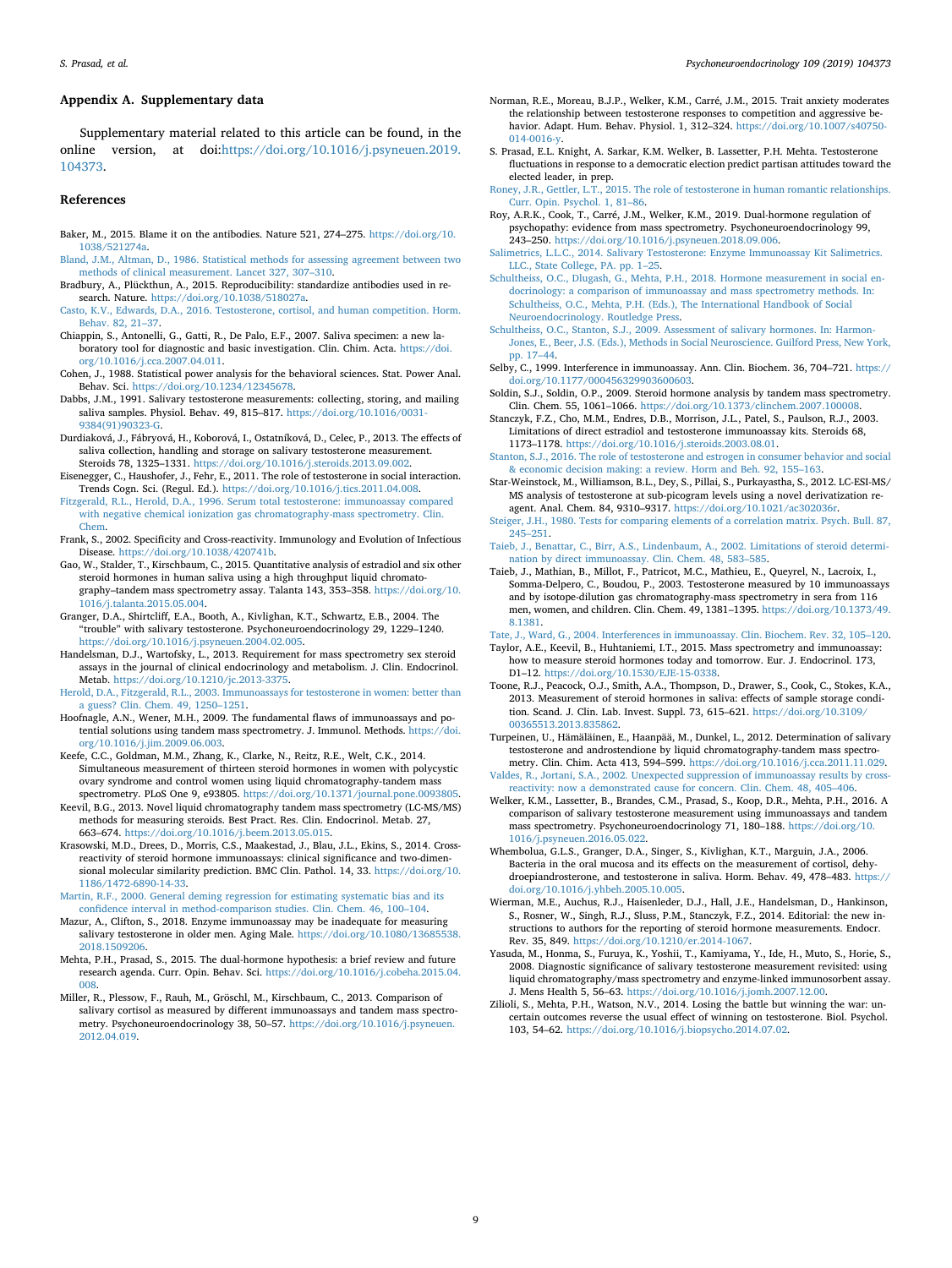## Appendix A. Supplementary data

Supplementary material related to this article can be found, in the online version, at doi:https://doi.org/10.1016/j.psyneuen.2019.104373.

## References

Baker, M., 2015. Blame it on the antibodies. Nature 521, 274–275. https://doi.org/10.1038/521274a.

Bland, J.M., Altman, D., 1986. Statistical methods for assessing agreement between two methods of clinical measurement. Lancet 327, 307–310.

Bradbury, A., Plückthun, A., 2015. Reproducibility: standardize antibodies used in research. Nature. https://doi.org/10.1038/518027a.

Casto, K.V., Edwards, D.A., 2016. Testosterone, cortisol, and human competition. Horm. Behav. 82, 21–37.

Chiappin, S., Antonelli, G., Gatti, R., De Palo, E.F., 2007. Saliva specimen: a new laboratory tool for diagnostic and basic investigation. Clin. Chim. Acta. https://doi.org/10.1016/j.cca.2007.04.011.

Cohen, J., 1988. Statistical power analysis for the behavioral sciences. Stat. Power Anal. Behav. Sci. https://doi.org/10.1234/12345678.

Dabbs, J.M., 1991. Salivary testosterone measurements: collecting, storing, and mailing saliva samples. Physiol. Behav. 49, 815–817. https://doi.org/10.1016/0031-9384(91)90323-G.

Durdiaková, J., Fábryová, H., Koborová, I., Ostatníková, D., Celec, P., 2013. The effects of saliva collection, handling and storage on salivary testosterone measurement. Steroids 78, 1325–1331. https://doi.org/10.1016/j.steroids.2013.09.002.

Eisenegger, C., Haushofer, J., Fehr, E., 2011. The role of testosterone in social interaction. Trends Cogn. Sci. (Regul. Ed.). https://doi.org/10.1016/j.tics.2011.04.008.

Fitzgerald, R.L., Herold, D.A., 1996. Serum total testosterone: immunoassay compared with negative chemical ionization gas chromatography-mass spectrometry. Clin. Chem.

Frank, S., 2002. Specificity and Cross-reactivity. Immunology and Evolution of Infectious Disease. https://doi.org/10.1038/420741b.

Gao, W., Stalder, T., Kirschbaum, C., 2015. Quantitative analysis of estradiol and six other steroid hormones in human saliva using a high throughput liquid chromatography–tandem mass spectrometry assay. Talanta 143, 353–358. https://doi.org/10.1016/j.talanta.2015.05.004.

Granger, D.A., Shirtcliff, E.A., Booth, A., Kivlighan, K.T., Schwartz, E.B., 2004. The "trouble" with salivary testosterone. Psychoneuroendocrinology 29, 1229–1240. https://doi.org/10.1016/j.psyneuen.2004.02.005.

Handelsman, D.J., Wartofsky, L., 2013. Requirement for mass spectrometry sex steroid assays in the journal of clinical endocrinology and metabolism. J. Clin. Endocrinol. Metab. https://doi.org/10.1210/jc.2013-3375.

Herold, D.A., Fitzgerald, R.L., 2003. Immunoassays for testosterone in women: better than a guess? Clin. Chem. 49, 1250–1251.

Hoofnagle, A.N., Wener, M.H., 2009. The fundamental flaws of immunoassays and potential solutions using tandem mass spectrometry. J. Immunol. Methods. https://doi.org/10.1016/j.jim.2009.06.003.

Keefe, C.C., Goldman, M.M., Zhang, K., Clarke, N., Reitz, R.E., Welt, C.K., 2014. Simultaneous measurement of thirteen steroid hormones in women with polycystic ovary syndrome and control women using liquid chromatography-tandem mass spectrometry. PLoS One 9, e93805. https://doi.org/10.1371/journal.pone.0093805.

Keevil, B.G., 2013. Novel liquid chromatography tandem mass spectrometry (LC-MS/MS) methods for measuring steroids. Best Pract. Res. Clin. Endocrinol. Metab. 27, 663–674. https://doi.org/10.1016/j.beem.2013.05.015.

Krasowski, M.D., Drees, D., Morris, C.S., Maakestad, J., Blau, J.L., Ekins, S., 2014. Cross-reactivity of steroid hormone immunoassays: clinical significance and two-dimensional molecular similarity prediction. BMC Clin. Pathol. 14, 33. https://doi.org/10.1186/1472-6890-14-33.

Martin, R.F., 2000. General deming regression for estimating systematic bias and its confidence interval in method-comparison studies. Clin. Chem. 46, 100–104.

Mazur, A., Clifton, S., 2018. Enzyme immunoassay may be inadequate for measuring salivary testosterone in older men. Aging Male. https://doi.org/10.1080/13685538.2018.1509206.

Mehta, P.H., Prasad, S., 2015. The dual-hormone hypothesis: a brief review and future research agenda. Curr. Opin. Behav. Sci. https://doi.org/10.1016/j.cobeha.2015.04.008.

Miller, R., Plessow, F., Rauh, M., Gröschl, M., Kirschbaum, C., 2013. Comparison of salivary cortisol as measured by different immunoassays and tandem mass spectrometry. Psychoneuroendocrinology 38, 50–57. https://doi.org/10.1016/j.psyneuen.2012.04.019.

Norman, R.E., Moreau, B.J.P., Welker, K.M., Carré, J.M., 2015. Trait anxiety moderates the relationship between testosterone responses to competition and aggressive behavior. Adapt. Hum. Behav. Physiol. 1, 312–324. https://doi.org/10.1007/s40750-014-0016-y.

S. Prasad, E.L. Knight, A. Sarkar, K.M. Welker, B. Lassetter, P.H. Mehta. Testosterone fluctuations in response to a democratic election predict partisan attitudes toward the elected leader, in prep.

Roney, J.R., Gettler, L.T., 2015. The role of testosterone in human romantic relationships. Curr. Opin. Psychol. 1, 81–86.

Roy, A.R.K., Cook, T., Carré, J.M., Welker, K.M., 2019. Dual-hormone regulation of psychopathy: evidence from mass spectrometry. Psychoneuroendocrinology 99, 243–250. https://doi.org/10.1016/j.psyneuen.2018.09.006.

Salimetrics, L.L.C., 2014. Salivary Testosterone: Enzyme Immunoassay Kit Salimetrics. LLC., State College, PA. pp. 1–25.

Schultheiss, O.C., Dlugash, G., Mehta, P.H., 2018. Hormone measurement in social endocrinology: a comparison of immunoassay and mass spectrometry methods. In: Schultheiss, O.C., Mehta, P.H. (Eds.), The International Handbook of Social Neuroendocrinology. Routledge Press.

Schultheiss, O.C., Stanton, S.J., 2009. Assessment of salivary hormones. In: Harmon-Jones, E., Beer, J.S. (Eds.), Methods in Social Neuroscience. Guilford Press, New York, pp. 17–44.

Selby, C., 1999. Interference in immunoassay. Ann. Clin. Biochem. 36, 704–721. https://doi.org/10.1177/000456329903600603.

Soldin, S.J., Soldin, O.P., 2009. Steroid hormone analysis by tandem mass spectrometry. Clin. Chem. 55, 1061–1066. https://doi.org/10.1373/clinchem.2007.100008.

Stanczyk, F.Z., Cho, M.M., Endres, D.B., Morrison, J.L., Patel, S., Paulson, R.J., 2003. Limitations of direct estradiol and testosterone immunoassay kits. Steroids 68, 1173–1178. https://doi.org/10.1016/j.steroids.2003.08.01.

Stanton, S.J., 2016. The role of testosterone and estrogen in consumer behavior and social & economic decision making: a review. Horm and Beh. 92, 155–163.

Star-Weinstock, M., Williamson, B.L., Dey, S., Pillai, S., Purkayastha, S., 2012. LC-ESI-MS/MS analysis of testosterone at sub-picogram levels using a novel derivatization reagent. Anal. Chem. 84, 9310–9317. https://doi.org/10.1021/ac302036r.

Steiger, J.H., 1980. Tests for comparing elements of a correlation matrix. Psych. Bull. 87, 245–251.

Taieb, J., Benattar, C., Birr, A.S., Lindenbaum, A., 2002. Limitations of steroid determination by direct immunoassay. Clin. Chem. 48, 583–585.

Taieb, J., Mathian, B., Millot, F., Patricot, M.C., Mathieu, E., Queyrel, N., Lacroix, I., Somma-Delpero, C., Boudou, P., 2003. Testosterone measured by 10 immunoassays and by isotope-dilution gas chromatography-mass spectrometry in sera from 116 men, women, and children. Clin. Chem. 49, 1381–1395. https://doi.org/10.1373/49.8.1381.

Tate, J., Ward, G., 2004. Interferences in immunoassay. Clin. Biochem. Rev. 32, 105–120.

Taylor, A.E., Keevil, B., Huhtaniemi, I.T., 2015. Mass spectrometry and immunoassay: how to measure steroid hormones today and tomorrow. Eur. J. Endocrinol. 173, D1–12. https://doi.org/10.1530/EJE-15-0338.

Toone, R.J., Peacock, O.J., Smith, A.A., Thompson, D., Drawer, S., Cook, C., Stokes, K.A., 2013. Measurement of steroid hormones in saliva: effects of sample storage condition. Scand. J. Clin. Lab. Invest. Suppl. 73, 615–621. https://doi.org/10.3109/00365513.2013.835862.

Turpeinen, U., Hämäläinen, E., Haanpää, M., Dunkel, L., 2012. Determination of salivary testosterone and androstendione by liquid chromatography-tandem mass spectrometry. Clin. Chim. Acta 413, 594–599. https://doi.org/10.1016/j.cca.2011.11.029.

Valdes, R., Jortani, S.A., 2002. Unexpected suppression of immunoassay results by cross-reactivity: now a demonstrated cause for concern. Clin. Chem. 48, 405–406.

Welker, K.M., Lassetter, B., Brandes, C.M., Prasad, S., Koop, D.R., Mehta, P.H., 2016. A comparison of salivary testosterone measurement using immunoassays and tandem mass spectrometry. Psychoneuroendocrinology 71, 180–188. https://doi.org/10.1016/j.psyneuen.2016.05.022.

Whembolua, G.L.S., Granger, D.A., Singer, S., Kivlighan, K.T., Marguin, J.A., 2006. Bacteria in the oral mucosa and its effects on the measurement of cortisol, dehydroepiandrosterone, and testosterone in saliva. Horm. Behav. 49, 478–483. https://doi.org/10.1016/j.yhbeh.2005.10.005.

Wierman, M.E., Auchus, R.J., Haisenleder, D.J., Hall, J.E., Handelsman, D., Hankinson, S., Rosner, W., Singh, R.J., Sluss, P.M., Stanczyk, F.Z., 2014. Editorial: the new instructions to authors for the reporting of steroid hormone measurements. Endocr. Rev. 35, 849. https://doi.org/10.1210/er.2014-1067.

Yasuda, M., Honma, S., Furuya, K., Yoshii, T., Kamiyama, Y., Ide, H., Muto, S., Horie, S., 2008. Diagnostic significance of salivary testosterone measurement revisited: using liquid chromatography/mass spectrometry and enzyme-linked immunosorbent assay. J. Mens Health 5, 56–63. https://doi.org/10.1016/j.jomh.2007.12.00.

Zilioli, S., Mehta, P.H., Watson, N.V., 2014. Losing the battle but winning the war: uncertain outcomes reverse the usual effect of winning on testosterone. Biol. Psychol. 103, 54–62. https://doi.org/10.1016/j.biopsycho.2014.07.02.